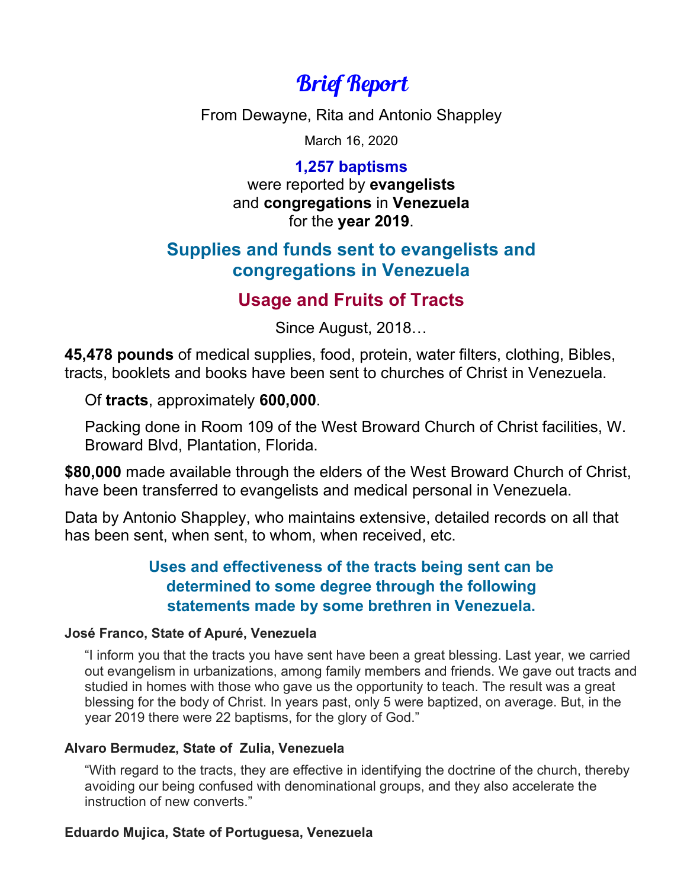# Brief Report

From Dewayne, Rita and Antonio Shappley

March 16, 2020

**1,257 baptisms**
were reported by **evangelists**
and **congregations** in **Venezuela**
for the **year 2019**.

## Supplies and funds sent to evangelists and congregations in Venezuela

## Usage and Fruits of Tracts

Since August, 2018…

**45,478 pounds** of medical supplies, food, protein, water filters, clothing, Bibles, tracts, booklets and books have been sent to churches of Christ in Venezuela.

Of **tracts**, approximately **600,000**.

Packing done in Room 109 of the West Broward Church of Christ facilities, W. Broward Blvd, Plantation, Florida.

**$80,000** made available through the elders of the West Broward Church of Christ, have been transferred to evangelists and medical personal in Venezuela.

Data by Antonio Shappley, who maintains extensive, detailed records on all that has been sent, when sent, to whom, when received, etc.

### Uses and effectiveness of the tracts being sent can be determined to some degree through the following statements made by some brethren in Venezuela.

**José Franco, State of Apuré, Venezuela**

"I inform you that the tracts you have sent have been a great blessing. Last year, we carried out evangelism in urbanizations, among family members and friends. We gave out tracts and studied in homes with those who gave us the opportunity to teach. The result was a great blessing for the body of Christ. In years past, only 5 were baptized, on average. But, in the year 2019 there were 22 baptisms, for the glory of God."

**Alvaro Bermudez, State of Zulia, Venezuela**

"With regard to the tracts, they are effective in identifying the doctrine of the church, thereby avoiding our being confused with denominational groups, and they also accelerate the instruction of new converts."

**Eduardo Mujica, State of Portuguesa, Venezuela**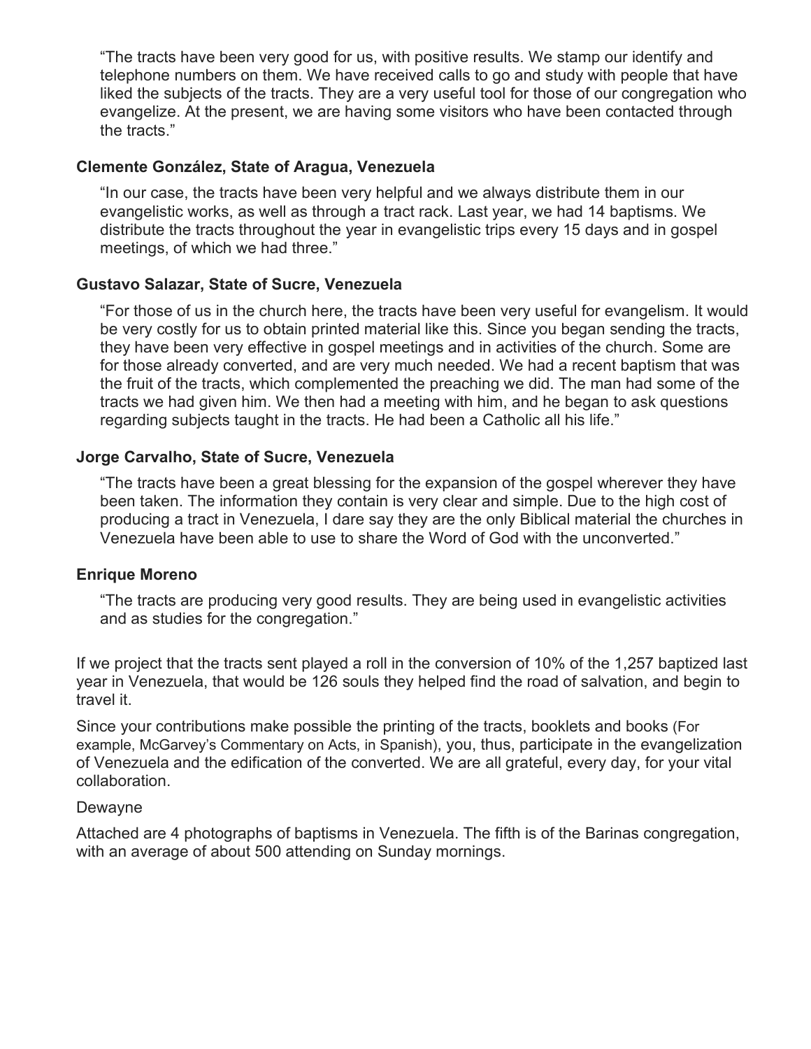> "The tracts have been very good for us, with positive results. We stamp our identify and telephone numbers on them. We have received calls to go and study with people that have liked the subjects of the tracts. They are a very useful tool for those of our congregation who evangelize. At the present, we are having some visitors who have been contacted through the tracts."

**Clemente González, State of Aragua, Venezuela**

> "In our case, the tracts have been very helpful and we always distribute them in our evangelistic works, as well as through a tract rack. Last year, we had 14 baptisms. We distribute the tracts throughout the year in evangelistic trips every 15 days and in gospel meetings, of which we had three."

**Gustavo Salazar, State of Sucre, Venezuela**

> "For those of us in the church here, the tracts have been very useful for evangelism. It would be very costly for us to obtain printed material like this. Since you began sending the tracts, they have been very effective in gospel meetings and in activities of the church. Some are for those already converted, and are very much needed. We had a recent baptism that was the fruit of the tracts, which complemented the preaching we did. The man had some of the tracts we had given him. We then had a meeting with him, and he began to ask questions regarding subjects taught in the tracts. He had been a Catholic all his life."

**Jorge Carvalho, State of Sucre, Venezuela**

> "The tracts have been a great blessing for the expansion of the gospel wherever they have been taken. The information they contain is very clear and simple. Due to the high cost of producing a tract in Venezuela, I dare say they are the only Biblical material the churches in Venezuela have been able to use to share the Word of God with the unconverted."

**Enrique Moreno**

> "The tracts are producing very good results. They are being used in evangelistic activities and as studies for the congregation."

If we project that the tracts sent played a roll in the conversion of 10% of the 1,257 baptized last year in Venezuela, that would be 126 souls they helped find the road of salvation, and begin to travel it.

Since your contributions make possible the printing of the tracts, booklets and books (For example, McGarvey's Commentary on Acts, in Spanish), you, thus, participate in the evangelization of Venezuela and the edification of the converted. We are all grateful, every day, for your vital collaboration.

Dewayne

Attached are 4 photographs of baptisms in Venezuela. The fifth is of the Barinas congregation, with an average of about 500 attending on Sunday mornings.